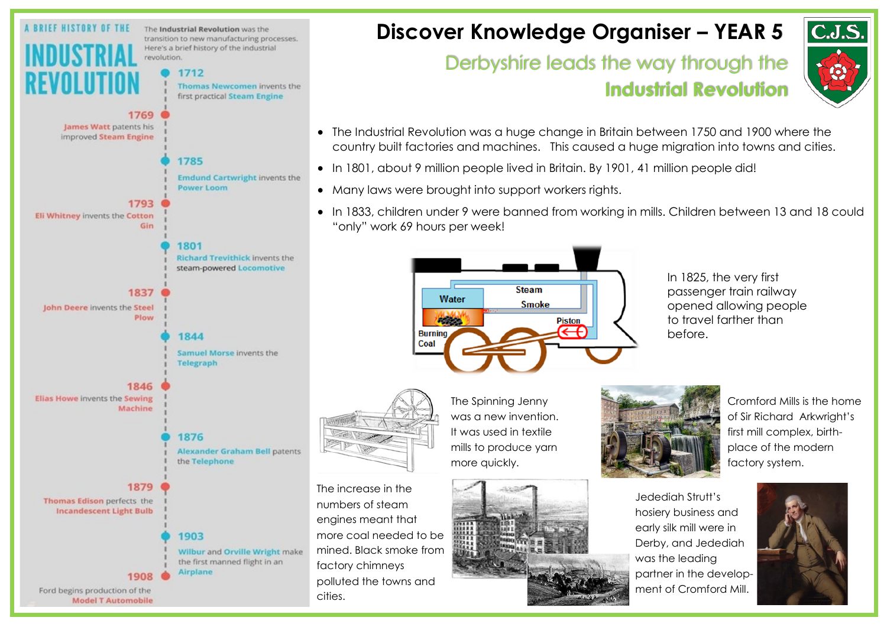# Discover Knowledge Organiser – YEAR 5

## Derbyshire leads the way through the Industrial Revolution

C.J.S.

### A BRIEF HISTORY OF THE INDUSTRIAL REVOLUTION

The **Industrial Revolution** was the transition to new manufacturing processes. Here's a brief history of the industrial revolution.

- **1712** – Thomas Newcomen invents the first practical Steam Engine
- **1769** – James Watt patents his improved Steam Engine
- **1785** – Emdund Cartwright invents the Power Loom
- **1793** – Eli Whitney invents the Cotton Gin
- **1801** – Richard Trevithick invents the steam-powered Locomotive
- **1837** – John Deere invents the Steel Plow
- **1844** – Samuel Morse invents the Telegraph
- **1846** – Elias Howe invents the Sewing Machine
- **1876** – Alexander Graham Bell patents the Telephone
- **1879** – Thomas Edison perfects the Incandescent Light Bulb
- **1903** – Wilbur and Orville Wright make the first manned flight in an Airplane
- **1908** – Ford begins production of the Model T Automobile

---

- The Industrial Revolution was a huge change in Britain between 1750 and 1900 where the country built factories and machines. This caused a huge migration into towns and cities.
- In 1801, about 9 million people lived in Britain. By 1901, 41 million people did!
- Many laws were brought into support workers rights.
- In 1833, children under 9 were banned from working in mills. Children between 13 and 18 could "only" work 69 hours per week!

Water · Steam · Smoke · Piston · Burning Coal

In 1825, the very first passenger train railway opened allowing people to travel farther than before.

The Spinning Jenny was a new invention. It was used in textile mills to produce yarn more quickly.

Cromford Mills is the home of Sir Richard Arkwright's first mill complex, birth-place of the modern factory system.

The increase in the numbers of steam engines meant that more coal needed to be mined. Black smoke from factory chimneys polluted the towns and cities.

Jedediah Strutt's hosiery business and early silk mill were in Derby, and Jedediah was the leading partner in the development of Cromford Mill.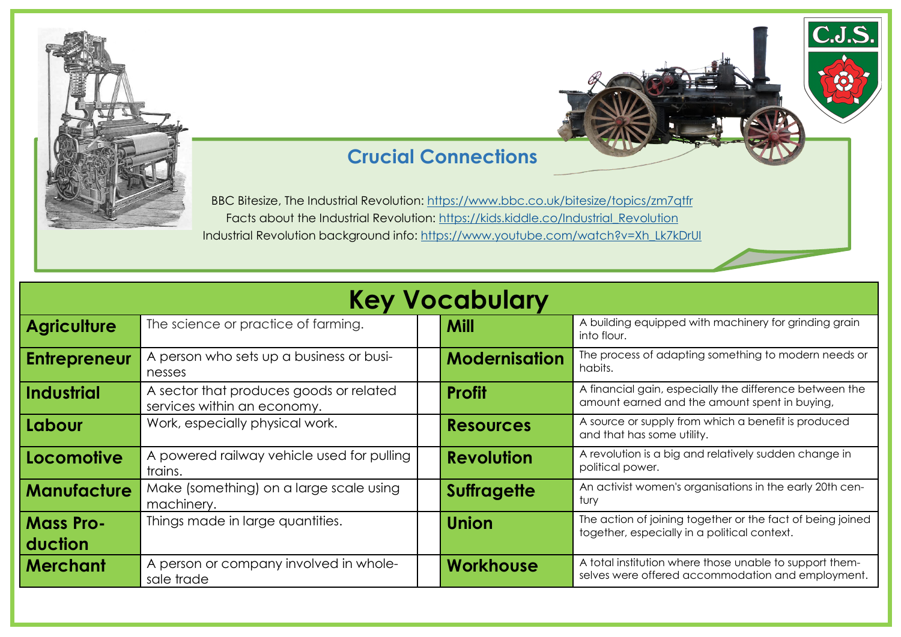## Crucial Connections

BBC Bitesize, The Industrial Revolution: https://www.bbc.co.uk/bitesize/topics/zm7qtfr

Facts about the Industrial Revolution: https://kids.kiddle.co/Industrial_Revolution

Industrial Revolution background info: https://www.youtube.com/watch?v=Xh_Lk7kDrUI

# Key Vocabulary

| | | | |
|---|---|---|---|
| **Agriculture** | The science or practice of farming. | **Mill** | A building equipped with machinery for grinding grain into flour. |
| **Entrepreneur** | A person who sets up a business or businesses | **Modernisation** | The process of adapting something to modern needs or habits. |
| **Industrial** | A sector that produces goods or related services within an economy. | **Profit** | A financial gain, especially the difference between the amount earned and the amount spent in buying, |
| **Labour** | Work, especially physical work. | **Resources** | A source or supply from which a benefit is produced and that has some utility. |
| **Locomotive** | A powered railway vehicle used for pulling trains. | **Revolution** | A revolution is a big and relatively sudden change in political power. |
| **Manufacture** | Make (something) on a large scale using machinery. | **Suffragette** | An activist women's organisations in the early 20th century |
| **Mass Production** | Things made in large quantities. | **Union** | The action of joining together or the fact of being joined together, especially in a political context. |
| **Merchant** | A person or company involved in wholesale trade | **Workhouse** | A total institution where those unable to support themselves were offered accommodation and employment. |